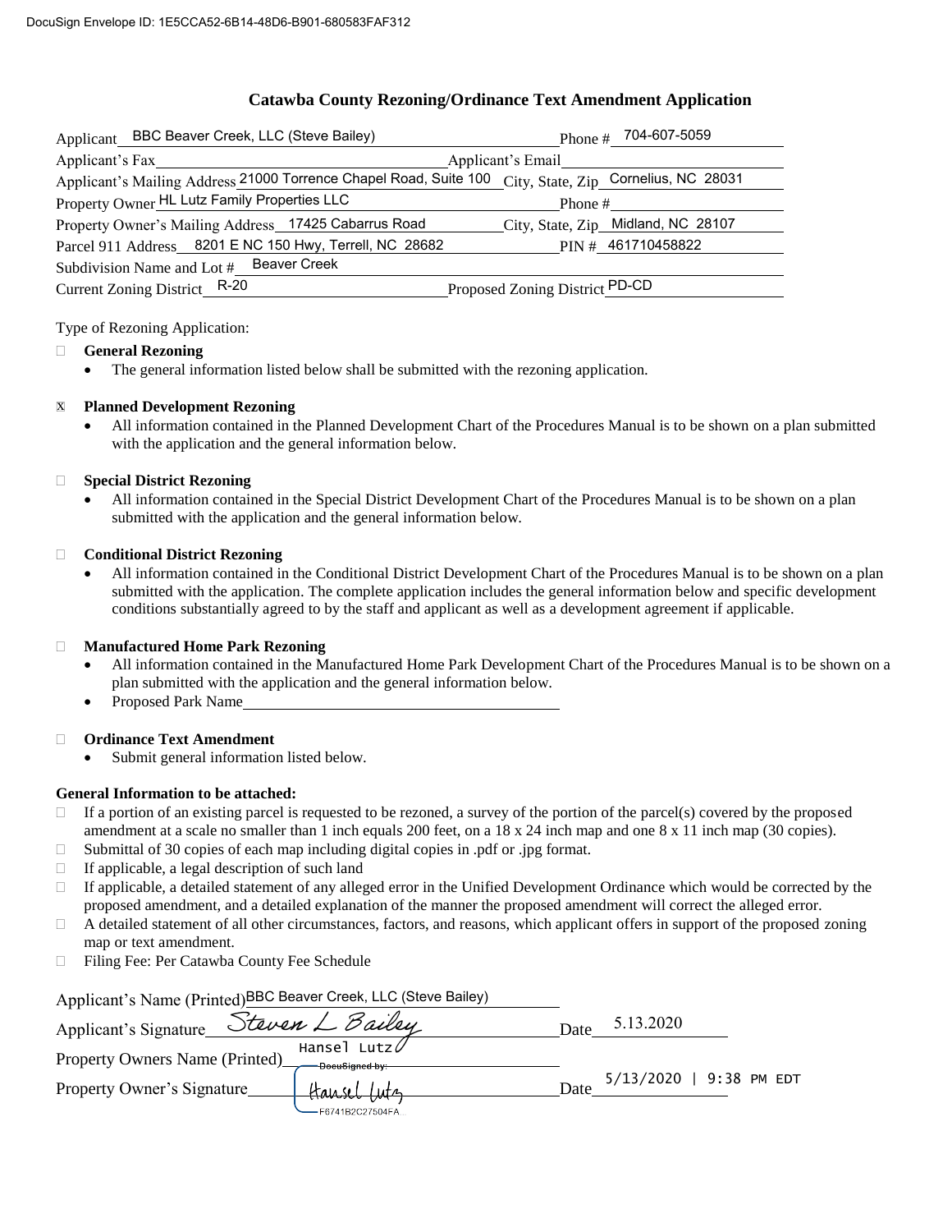DocuSign Envelope ID: 1E5CCA52-6B14-48D6-B901-680583FAF312

# Catawba County Rezoning/Ordinance Text Amendment Application

Applicant: BBC Beaver Creek, LLC (Steve Bailey) Phone #: 704-607-5059

Applicant's Fax: ______ Applicant's Email: ______

Applicant's Mailing Address: 21000 Torrence Chapel Road, Suite 100 City, State, Zip: Cornelius, NC 28031

Property Owner: HL Lutz Family Properties LLC Phone #: ______

Property Owner's Mailing Address: 17425 Cabarrus Road City, State, Zip: Midland, NC 28107

Parcel 911 Address: 8201 E NC 150 Hwy, Terrell, NC 28682 PIN #: 461710458822

Subdivision Name and Lot #: Beaver Creek

Current Zoning District: R-20 Proposed Zoning District: PD-CD

Type of Rezoning Application:

- ☐ **General Rezoning**
  - The general information listed below shall be submitted with the rezoning application.

- ☒ **Planned Development Rezoning**
  - All information contained in the Planned Development Chart of the Procedures Manual is to be shown on a plan submitted with the application and the general information below.

- ☐ **Special District Rezoning**
  - All information contained in the Special District Development Chart of the Procedures Manual is to be shown on a plan submitted with the application and the general information below.

- ☐ **Conditional District Rezoning**
  - All information contained in the Conditional District Development Chart of the Procedures Manual is to be shown on a plan submitted with the application. The complete application includes the general information below and specific development conditions substantially agreed to by the staff and applicant as well as a development agreement if applicable.

- ☐ **Manufactured Home Park Rezoning**
  - All information contained in the Manufactured Home Park Development Chart of the Procedures Manual is to be shown on a plan submitted with the application and the general information below.
  - Proposed Park Name ______

- ☐ **Ordinance Text Amendment**
  - Submit general information listed below.

**General Information to be attached:**

- ☐ If a portion of an existing parcel is requested to be rezoned, a survey of the portion of the parcel(s) covered by the proposed amendment at a scale no smaller than 1 inch equals 200 feet, on a 18 x 24 inch map and one 8 x 11 inch map (30 copies).
- ☐ Submittal of 30 copies of each map including digital copies in .pdf or .jpg format.
- ☐ If applicable, a legal description of such land
- ☐ If applicable, a detailed statement of any alleged error in the Unified Development Ordinance which would be corrected by the proposed amendment, and a detailed explanation of the manner the proposed amendment will correct the alleged error.
- ☐ A detailed statement of all other circumstances, factors, and reasons, which applicant offers in support of the proposed zoning map or text amendment.
- ☐ Filing Fee: Per Catawba County Fee Schedule

Applicant's Name (Printed): BBC Beaver Creek, LLC (Steve Bailey)

Applicant's Signature: Steven L Bailey Date: 5.13.2020

Property Owners Name (Printed): Hansel Lutz

Property Owner's Signature: DocuSigned by: Hansel Lutz F6741B2C27504FA... Date: 5/13/2020 | 9:38 PM EDT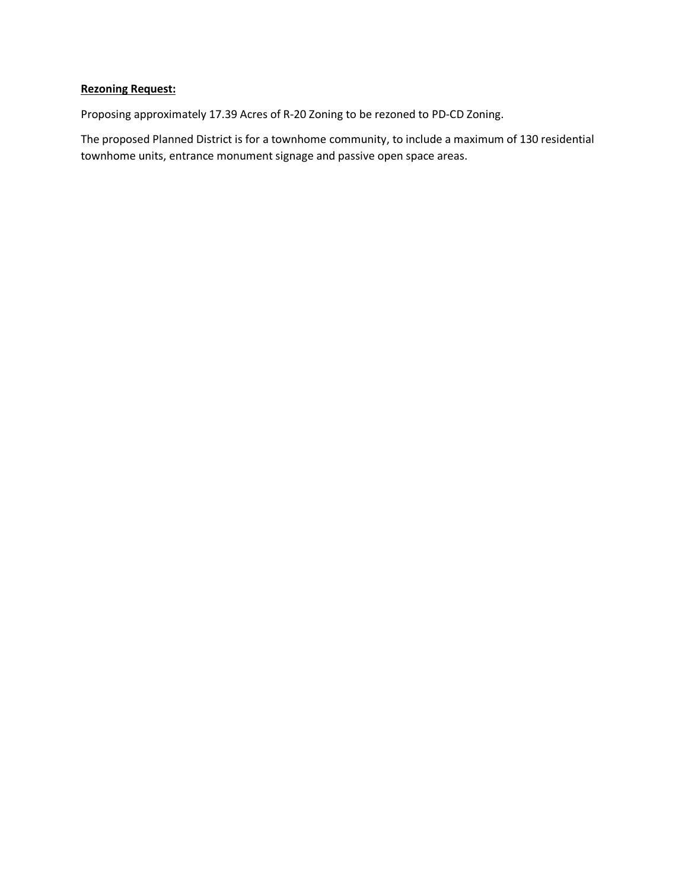**Rezoning Request:**

Proposing approximately 17.39 Acres of R-20 Zoning to be rezoned to PD-CD Zoning.

The proposed Planned District is for a townhome community, to include a maximum of 130 residential townhome units, entrance monument signage and passive open space areas.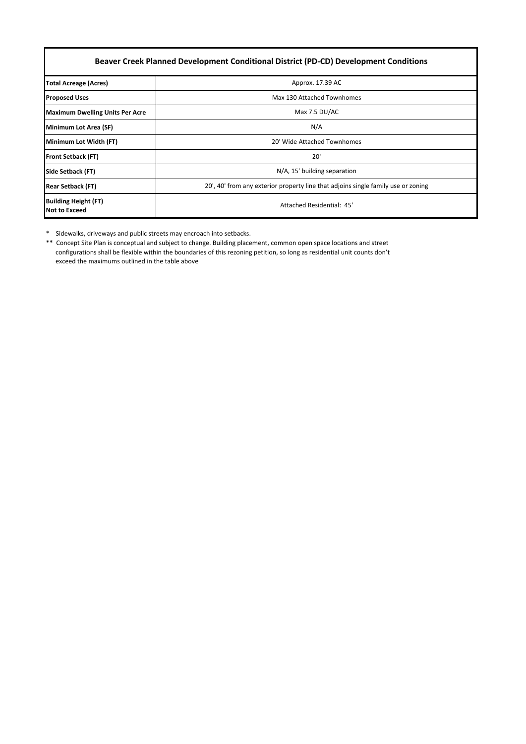| Beaver Creek Planned Development Conditional District (PD-CD) Development Conditions | |
|---|---|
| **Total Acreage (Acres)** | Approx. 17.39 AC |
| **Proposed Uses** | Max 130 Attached Townhomes |
| **Maximum Dwelling Units Per Acre** | Max 7.5 DU/AC |
| **Minimum Lot Area (SF)** | N/A |
| **Minimum Lot Width (FT)** | 20' Wide Attached Townhomes |
| **Front Setback (FT)** | 20' |
| **Side Setback (FT)** | N/A, 15' building separation |
| **Rear Setback (FT)** | 20', 40' from any exterior property line that adjoins single family use or zoning |
| **Building Height (FT) Not to Exceed** | Attached Residential: 45' |

\* Sidewalks, driveways and public streets may encroach into setbacks.

\*\* Concept Site Plan is conceptual and subject to change. Building placement, common open space locations and street configurations shall be flexible within the boundaries of this rezoning petition, so long as residential unit counts don't exceed the maximums outlined in the table above